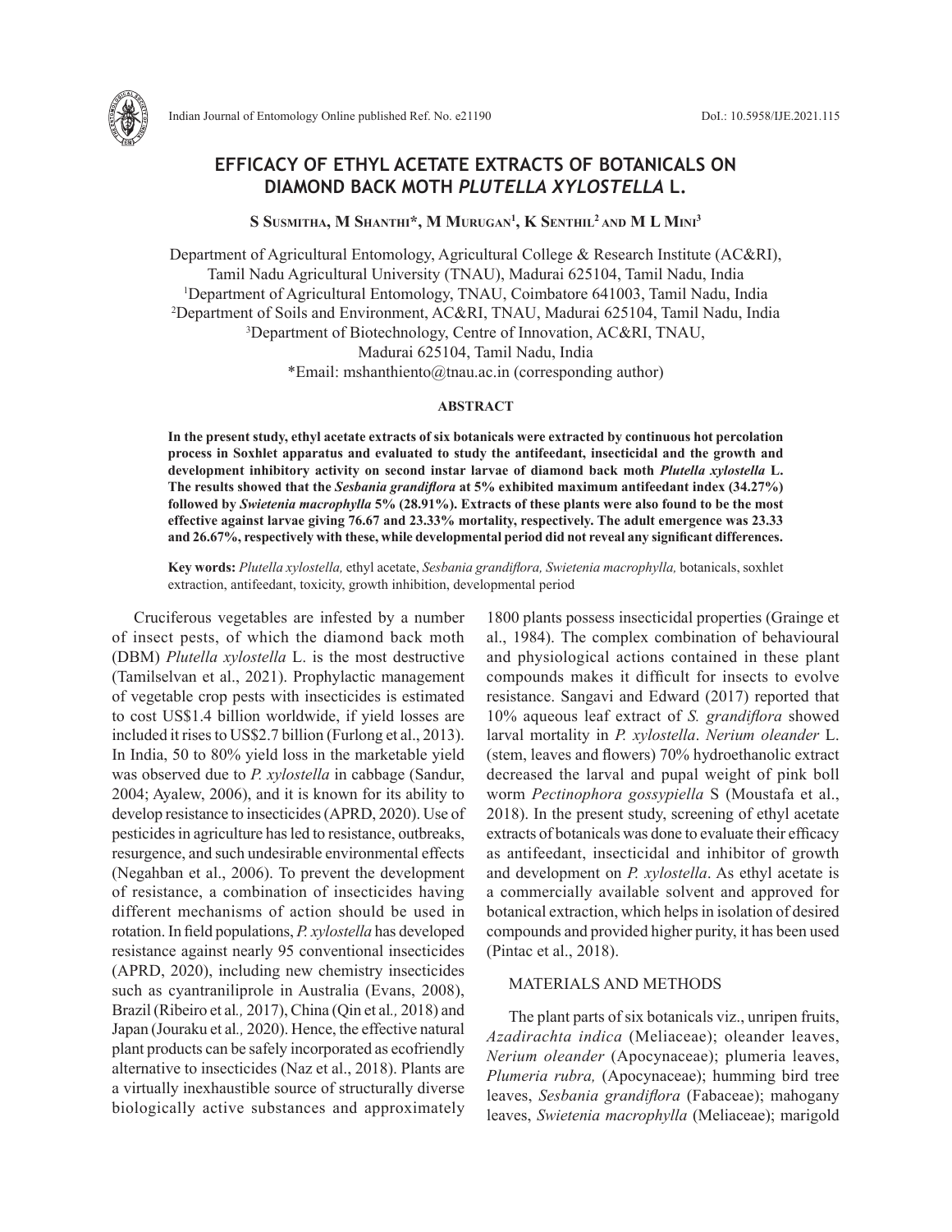# EFFICACY OF ETHYL ACETATE EXTRACTS OF BOTANICALS ON DIAMOND BACK MOTH *PLUTELLA XYLOSTELLA* L.

**S Susmitha, M Shanthi*, M Murugan[1], K Senthil[2] and M L Mini[3]**

Department of Agricultural Entomology, Agricultural College & Research Institute (AC&RI), Tamil Nadu Agricultural University (TNAU), Madurai 625104, Tamil Nadu, India
[1]Department of Agricultural Entomology, TNAU, Coimbatore 641003, Tamil Nadu, India
[2]Department of Soils and Environment, AC&RI, TNAU, Madurai 625104, Tamil Nadu, India
[3]Department of Biotechnology, Centre of Innovation, AC&RI, TNAU, Madurai 625104, Tamil Nadu, India
*Email: mshanthiento@tnau.ac.in (corresponding author)

## ABSTRACT

**In the present study, ethyl acetate extracts of six botanicals were extracted by continuous hot percolation process in Soxhlet apparatus and evaluated to study the antifeedant, insecticidal and the growth and development inhibitory activity on second instar larvae of diamond back moth *Plutella xylostella* L. The results showed that the *Sesbania grandiflora* at 5% exhibited maximum antifeedant index (34.27%) followed by *Swietenia macrophylla* 5% (28.91%). Extracts of these plants were also found to be the most effective against larvae giving 76.67 and 23.33% mortality, respectively. The adult emergence was 23.33 and 26.67%, respectively with these, while developmental period did not reveal any significant differences.**

**Key words:** *Plutella xylostella,* ethyl acetate, *Sesbania grandiflora, Swietenia macrophylla,* botanicals, soxhlet extraction, antifeedant, toxicity, growth inhibition, developmental period

Cruciferous vegetables are infested by a number of insect pests, of which the diamond back moth (DBM) *Plutella xylostella* L. is the most destructive (Tamilselvan et al., 2021). Prophylactic management of vegetable crop pests with insecticides is estimated to cost US$1.4 billion worldwide, if yield losses are included it rises to US$2.7 billion (Furlong et al., 2013). In India, 50 to 80% yield loss in the marketable yield was observed due to *P. xylostella* in cabbage (Sandur, 2004; Ayalew, 2006), and it is known for its ability to develop resistance to insecticides (APRD, 2020). Use of pesticides in agriculture has led to resistance, outbreaks, resurgence, and such undesirable environmental effects (Negahban et al., 2006). To prevent the development of resistance, a combination of insecticides having different mechanisms of action should be used in rotation. In field populations, *P. xylostella* has developed resistance against nearly 95 conventional insecticides (APRD, 2020), including new chemistry insecticides such as cyantraniliprole in Australia (Evans, 2008), Brazil (Ribeiro et al*.,* 2017), China (Qin et al*.,* 2018) and Japan (Jouraku et al*.,* 2020). Hence, the effective natural plant products can be safely incorporated as ecofriendly alternative to insecticides (Naz et al., 2018). Plants are a virtually inexhaustible source of structurally diverse biologically active substances and approximately 1800 plants possess insecticidal properties (Grainge et al., 1984). The complex combination of behavioural and physiological actions contained in these plant compounds makes it difficult for insects to evolve resistance. Sangavi and Edward (2017) reported that 10% aqueous leaf extract of *S. grandiflora* showed larval mortality in *P. xylostella*. *Nerium oleander* L. (stem, leaves and flowers) 70% hydroethanolic extract decreased the larval and pupal weight of pink boll worm *Pectinophora gossypiella* S (Moustafa et al., 2018). In the present study, screening of ethyl acetate extracts of botanicals was done to evaluate their efficacy as antifeedant, insecticidal and inhibitor of growth and development on *P. xylostella*. As ethyl acetate is a commercially available solvent and approved for botanical extraction, which helps in isolation of desired compounds and provided higher purity, it has been used (Pintac et al., 2018).

## MATERIALS AND METHODS

The plant parts of six botanicals viz., unripen fruits, *Azadirachta indica* (Meliaceae); oleander leaves, *Nerium oleander* (Apocynaceae); plumeria leaves, *Plumeria rubra,* (Apocynaceae); humming bird tree leaves, *Sesbania grandiflora* (Fabaceae); mahogany leaves, *Swietenia macrophylla* (Meliaceae); marigold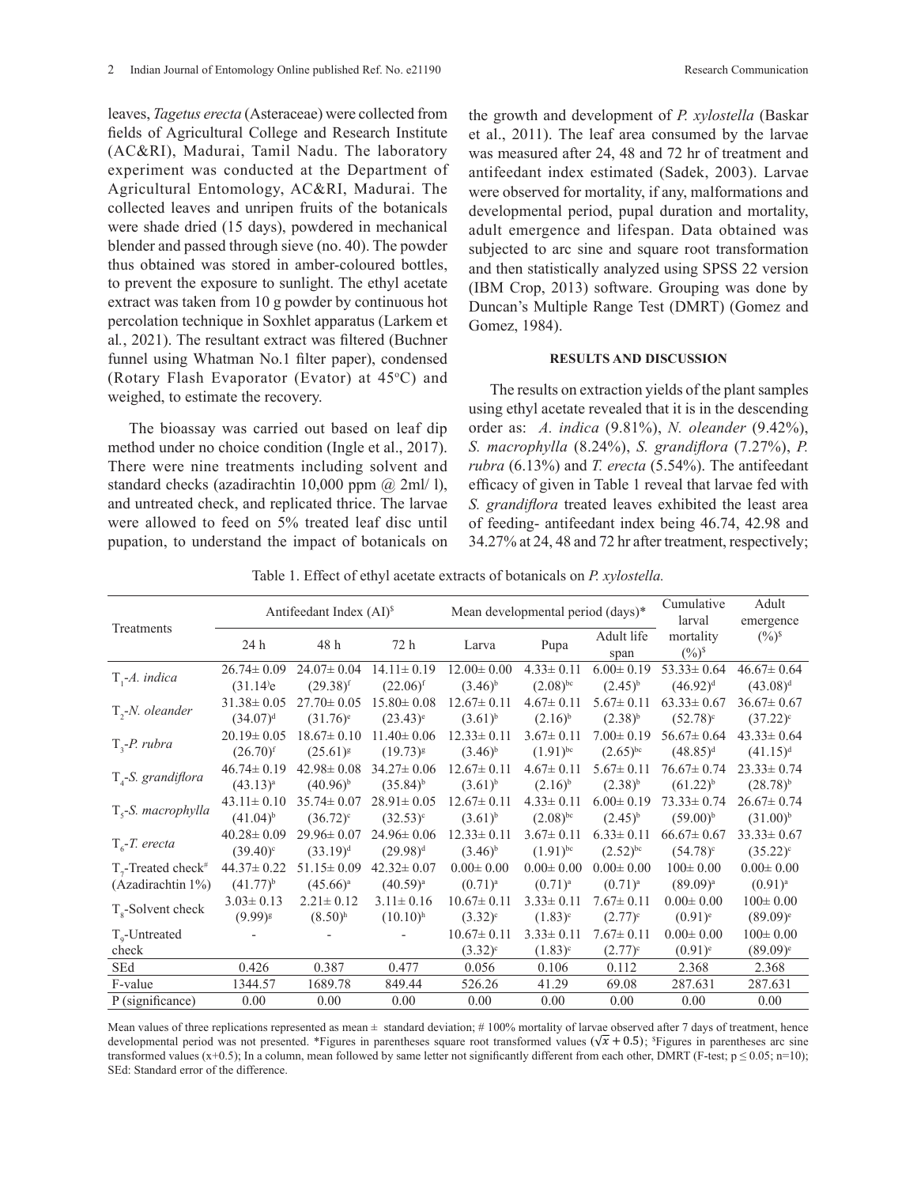leaves, *Tagetus erecta* (Asteraceae) were collected from fields of Agricultural College and Research Institute (AC&RI), Madurai, Tamil Nadu. The laboratory experiment was conducted at the Department of Agricultural Entomology, AC&RI, Madurai. The collected leaves and unripen fruits of the botanicals were shade dried (15 days), powdered in mechanical blender and passed through sieve (no. 40). The powder thus obtained was stored in amber-coloured bottles, to prevent the exposure to sunlight. The ethyl acetate extract was taken from 10 g powder by continuous hot percolation technique in Soxhlet apparatus (Larkem et al., 2021). The resultant extract was filtered (Buchner funnel using Whatman No.1 filter paper), condensed (Rotary Flash Evaporator (Evator) at 45°C) and weighed, to estimate the recovery.

The bioassay was carried out based on leaf dip method under no choice condition (Ingle et al., 2017). There were nine treatments including solvent and standard checks (azadirachtin 10,000 ppm @ 2ml/ l), and untreated check, and replicated thrice. The larvae were allowed to feed on 5% treated leaf disc until pupation, to understand the impact of botanicals on the growth and development of *P. xylostella* (Baskar et al., 2011). The leaf area consumed by the larvae was measured after 24, 48 and 72 hr of treatment and antifeedant index estimated (Sadek, 2003). Larvae were observed for mortality, if any, malformations and developmental period, pupal duration and mortality, adult emergence and lifespan. Data obtained was subjected to arc sine and square root transformation and then statistically analyzed using SPSS 22 version (IBM Crop, 2013) software. Grouping was done by Duncan's Multiple Range Test (DMRT) (Gomez and Gomez, 1984).

## RESULTS AND DISCUSSION

The results on extraction yields of the plant samples using ethyl acetate revealed that it is in the descending order as: *A. indica* (9.81%), *N. oleander* (9.42%), *S. macrophylla* (8.24%), *S. grandiflora* (7.27%), *P. rubra* (6.13%) and *T. erecta* (5.54%). The antifeedant efficacy of given in Table 1 reveal that larvae fed with *S. grandiflora* treated leaves exhibited the least area of feeding- antifeedant index being 46.74, 42.98 and 34.27% at 24, 48 and 72 hr after treatment, respectively;

Table 1. Effect of ethyl acetate extracts of botanicals on *P. xylostella.*

| Treatments | Antifeedant Index (AI)$ | | | Mean developmental period (days)* | | | Cumulative larval mortality (%)$ | Adult emergence (%)$ |
|---|---|---|---|---|---|---|---|---|
| | 24 h | 48 h | 72 h | Larva | Pupa | Adult life span | | |
| $T_1$-*A. indica* | 26.74± 0.09 (31.14)e | 24.07± 0.04 (29.38)f | 14.11± 0.19 (22.06)f | 12.00± 0.00 (3.46)b | 4.33± 0.11 (2.08)bc | 6.00± 0.19 (2.45)b | 53.33± 0.64 (46.92)d | 46.67± 0.64 (43.08)d |
| $T_2$-*N. oleander* | 31.38± 0.05 (34.07)d | 27.70± 0.05 (31.76)e | 15.80± 0.08 (23.43)e | 12.67± 0.11 (3.61)b | 4.67± 0.11 (2.16)b | 5.67± 0.11 (2.38)b | 63.33± 0.67 (52.78)c | 36.67± 0.67 (37.22)c |
| $T_3$-*P. rubra* | 20.19± 0.05 (26.70)f | 18.67± 0.10 (25.61)g | 11.40± 0.06 (19.73)g | 12.33± 0.11 (3.46)b | 3.67± 0.11 (1.91)bc | 7.00± 0.19 (2.65)bc | 56.67± 0.64 (48.85)d | 43.33± 0.64 (41.15)d |
| $T_4$-*S. grandiflora* | 46.74± 0.19 (43.13)a | 42.98± 0.08 (40.96)b | 34.27± 0.06 (35.84)b | 12.67± 0.11 (3.61)b | 4.67± 0.11 (2.16)b | 5.67± 0.11 (2.38)b | 76.67± 0.74 (61.22)b | 23.33± 0.74 (28.78)b |
| $T_5$-*S. macrophylla* | 43.11± 0.10 (41.04)b | 35.74± 0.07 (36.72)c | 28.91± 0.05 (32.53)c | 12.67± 0.11 (3.61)b | 4.33± 0.11 (2.08)bc | 6.00± 0.19 (2.45)b | 73.33± 0.74 (59.00)b | 26.67± 0.74 (31.00)b |
| $T_6$-*T. erecta* | 40.28± 0.09 (39.40)c | 29.96± 0.07 (33.19)d | 24.96± 0.06 (29.98)d | 12.33± 0.11 (3.46)b | 3.67± 0.11 (1.91)bc | 6.33± 0.11 (2.52)bc | 66.67± 0.67 (54.78)c | 33.33± 0.67 (35.22)c |
| $T_7$-Treated check# (Azadirachtin 1%) | 44.37± 0.22 (41.77)b | 51.15± 0.09 (45.66)a | 42.32± 0.07 (40.59)a | 0.00± 0.00 (0.71)a | 0.00± 0.00 (0.71)a | 0.00± 0.00 (0.71)a | 100± 0.00 (89.09)a | 0.00± 0.00 (0.91)a |
| $T_8$-Solvent check | 3.03± 0.13 (9.99)g | 2.21± 0.12 (8.50)h | 3.11± 0.16 (10.10)h | 10.67± 0.11 (3.32)c | 3.33± 0.11 (1.83)c | 7.67± 0.11 (2.77)c | 0.00± 0.00 (0.91)e | 100± 0.00 (89.09)e |
| $T_9$-Untreated check | - | - | - | 10.67± 0.11 (3.32)c | 3.33± 0.11 (1.83)c | 7.67± 0.11 (2.77)c | 0.00± 0.00 (0.91)e | 100± 0.00 (89.09)e |
| SEd | 0.426 | 0.387 | 0.477 | 0.056 | 0.106 | 0.112 | 2.368 | 2.368 |
| F-value | 1344.57 | 1689.78 | 849.44 | 526.26 | 41.29 | 69.08 | 287.631 | 287.631 |
| P (significance) | 0.00 | 0.00 | 0.00 | 0.00 | 0.00 | 0.00 | 0.00 | 0.00 |

Mean values of three replications represented as mean ± standard deviation; # 100% mortality of larvae observed after 7 days of treatment, hence developmental period was not presented. *Figures in parentheses square root transformed values $(\sqrt{x}+0.5)$; $Figures in parentheses arc sine transformed values (x+0.5); In a column, mean followed by same letter not significantly different from each other, DMRT (F-test; $p \leq 0.05$; n=10); SEd: Standard error of the difference.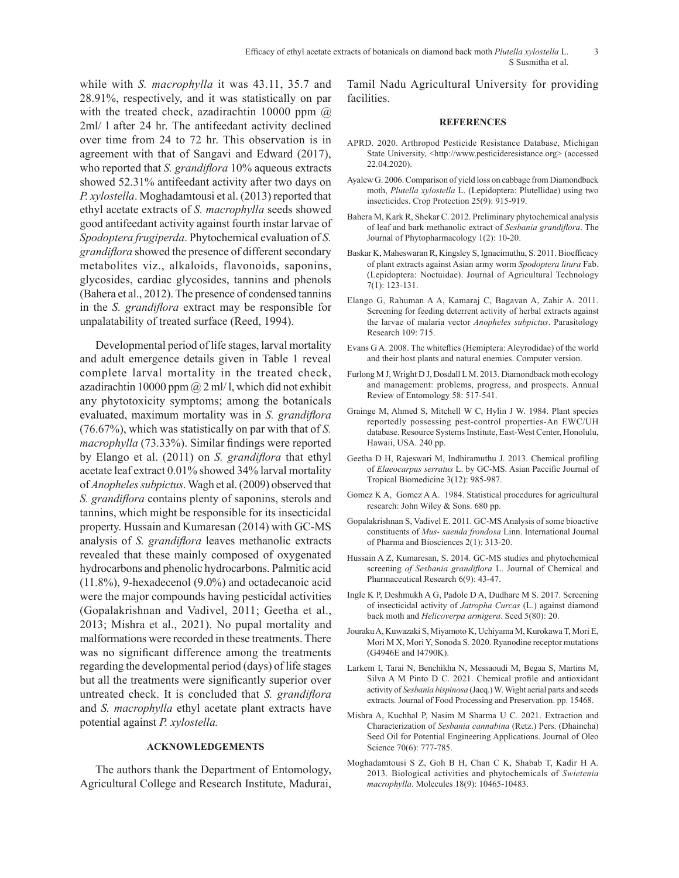while with *S. macrophylla* it was 43.11, 35.7 and 28.91%, respectively, and it was statistically on par with the treated check, azadirachtin 10000 ppm @ 2ml/ l after 24 hr. The antifeedant activity declined over time from 24 to 72 hr. This observation is in agreement with that of Sangavi and Edward (2017), who reported that *S. grandiflora* 10% aqueous extracts showed 52.31% antifeedant activity after two days on *P. xylostella*. Moghadamtousi et al. (2013) reported that ethyl acetate extracts of *S. macrophylla* seeds showed good antifeedant activity against fourth instar larvae of *Spodoptera frugiperda*. Phytochemical evaluation of *S. grandiflora* showed the presence of different secondary metabolites viz., alkaloids, flavonoids, saponins, glycosides, cardiac glycosides, tannins and phenols (Bahera et al., 2012). The presence of condensed tannins in the *S. grandiflora* extract may be responsible for unpalatability of treated surface (Reed, 1994).

Developmental period of life stages, larval mortality and adult emergence details given in Table 1 reveal complete larval mortality in the treated check, azadirachtin 10000 ppm @ 2 ml/ l, which did not exhibit any phytotoxicity symptoms; among the botanicals evaluated, maximum mortality was in *S. grandiflora* (76.67%), which was statistically on par with that of *S. macrophylla* (73.33%). Similar findings were reported by Elango et al. (2011) on *S. grandiflora* that ethyl acetate leaf extract 0.01% showed 34% larval mortality of *Anopheles subpictus*. Wagh et al. (2009) observed that *S. grandiflora* contains plenty of saponins, sterols and tannins, which might be responsible for its insecticidal property. Hussain and Kumaresan (2014) with GC-MS analysis of *S. grandiflora* leaves methanolic extracts revealed that these mainly composed of oxygenated hydrocarbons and phenolic hydrocarbons. Palmitic acid (11.8%), 9-hexadecenol (9.0%) and octadecanoic acid were the major compounds having pesticidal activities (Gopalakrishnan and Vadivel, 2011; Geetha et al., 2013; Mishra et al., 2021). No pupal mortality and malformations were recorded in these treatments. There was no significant difference among the treatments regarding the developmental period (days) of life stages but all the treatments were significantly superior over untreated check. It is concluded that *S. grandiflora* and *S. macrophylla* ethyl acetate plant extracts have potential against *P. xylostella.*

## ACKNOWLEDGEMENTS

The authors thank the Department of Entomology, Agricultural College and Research Institute, Madurai, Tamil Nadu Agricultural University for providing facilities.

## REFERENCES

APRD. 2020. Arthropod Pesticide Resistance Database, Michigan State University, <http://www.pesticideresistance.org> (accessed 22.04.2020).

Ayalew G. 2006. Comparison of yield loss on cabbage from Diamondback moth, *Plutella xylostella* L. (Lepidoptera: Plutellidae) using two insecticides. Crop Protection 25(9): 915-919.

Bahera M, Kark R, Shekar C. 2012. Preliminary phytochemical analysis of leaf and bark methanolic extract of *Sesbania grandiflora*. The Journal of Phytopharmacology 1(2): 10-20.

Baskar K, Maheswaran R, Kingsley S, Ignacimuthu, S. 2011. Bioefficacy of plant extracts against Asian army worm *Spodoptera litura* Fab. (Lepidoptera: Noctuidae). Journal of Agricultural Technology 7(1): 123-131.

Elango G, Rahuman A A, Kamaraj C, Bagavan A, Zahir A. 2011. Screening for feeding deterrent activity of herbal extracts against the larvae of malaria vector *Anopheles subpictus*. Parasitology Research 109: 715.

Evans G A. 2008. The whiteflies (Hemiptera: Aleyrodidae) of the world and their host plants and natural enemies. Computer version.

Furlong M J, Wright D J, Dosdall L M. 2013. Diamondback moth ecology and management: problems, progress, and prospects. Annual Review of Entomology 58: 517-541.

Grainge M, Ahmed S, Mitchell W C, Hylin J W. 1984. Plant species reportedly possessing pest-control properties-An EWC/UH database. Resource Systems Institute, East-West Center, Honolulu, Hawaii, USA. 240 pp.

Geetha D H, Rajeswari M, Indhiramuthu J. 2013. Chemical profiling of *Elaeocarpus serratus* L. by GC-MS. Asian Paccific Journal of Tropical Biomedicine 3(12): 985-987.

Gomez K A, Gomez A A. 1984. Statistical procedures for agricultural research: John Wiley & Sons. 680 pp.

Gopalakrishnan S, Vadivel E. 2011. GC-MS Analysis of some bioactive constituents of *Mus- saenda frondosa* Linn. International Journal of Pharma and Biosciences 2(1): 313-20.

Hussain A Z, Kumaresan, S. 2014. GC-MS studies and phytochemical screening *of Sesbania grandiflora* L. Journal of Chemical and Pharmaceutical Research 6(9): 43-47.

Ingle K P, Deshmukh A G, Padole D A, Dudhare M S. 2017. Screening of insecticidal activity of *Jatropha Curcas* (L.) against diamond back moth and *Helicoverpa armigera*. Seed 5(80): 20.

Jouraku A, Kuwazaki S, Miyamoto K, Uchiyama M, Kurokawa T, Mori E, Mori M X, Mori Y, Sonoda S. 2020. Ryanodine receptor mutations (G4946E and I4790K).

Larkem I, Tarai N, Benchikha N, Messaoudi M, Begaa S, Martins M, Silva A M Pinto D C. 2021. Chemical profile and antioxidant activity of *Sesbania bispinosa* (Jacq.) W. Wight aerial parts and seeds extracts. Journal of Food Processing and Preservation. pp. 15468.

Mishra A, Kuchhal P, Nasim M Sharma U C. 2021. Extraction and Characterization of *Sesbania cannabina* (Retz.) Pers. (Dhaincha) Seed Oil for Potential Engineering Applications. Journal of Oleo Science 70(6): 777-785.

Moghadamtousi S Z, Goh B H, Chan C K, Shabab T, Kadir H A. 2013. Biological activities and phytochemicals of *Swietenia macrophylla*. Molecules 18(9): 10465-10483.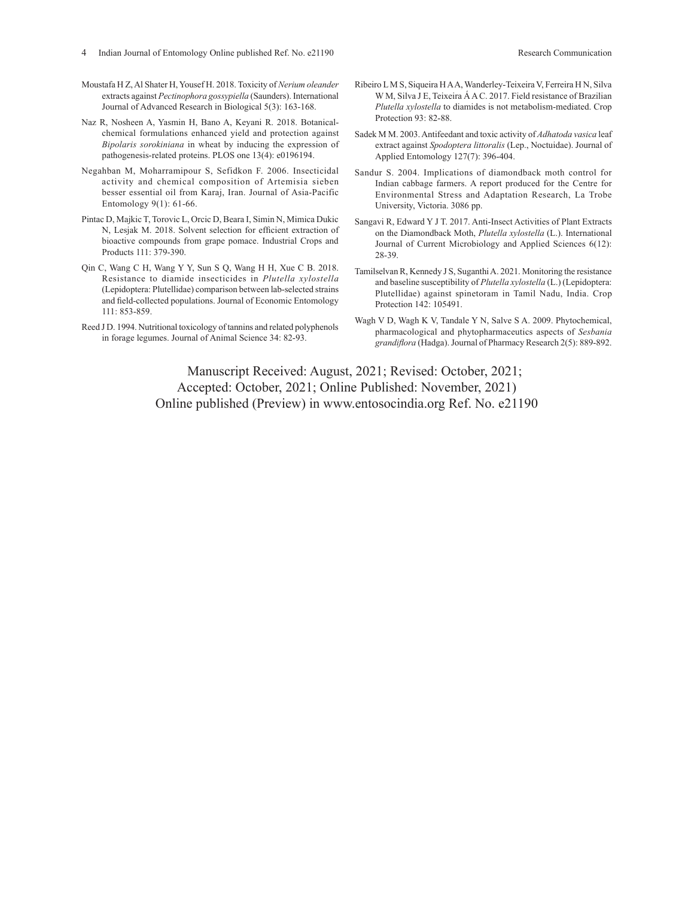Moustafa H Z, Al Shater H, Yousef H. 2018. Toxicity of *Nerium oleander* extracts against *Pectinophora gossypiella* (Saunders). International Journal of Advanced Research in Biological 5(3): 163-168.

Naz R, Nosheen A, Yasmin H, Bano A, Keyani R. 2018. Botanical-chemical formulations enhanced yield and protection against *Bipolaris sorokiniana* in wheat by inducing the expression of pathogenesis-related proteins. PLOS one 13(4): e0196194.

Negahban M, Moharramipour S, Sefidkon F. 2006. Insecticidal activity and chemical composition of Artemisia sieben besser essential oil from Karaj, Iran. Journal of Asia-Pacific Entomology 9(1): 61-66.

Pintac D, Majkic T, Torovic L, Orcic D, Beara I, Simin N, Mimica Dukic N, Lesjak M. 2018. Solvent selection for efficient extraction of bioactive compounds from grape pomace. Industrial Crops and Products 111: 379-390.

Qin C, Wang C H, Wang Y Y, Sun S Q, Wang H H, Xue C B. 2018. Resistance to diamide insecticides in *Plutella xylostella* (Lepidoptera: Plutellidae) comparison between lab-selected strains and field-collected populations. Journal of Economic Entomology 111: 853-859.

Reed J D. 1994. Nutritional toxicology of tannins and related polyphenols in forage legumes. Journal of Animal Science 34: 82-93.

Ribeiro L M S, Siqueira H A A, Wanderley-Teixeira V, Ferreira H N, Silva W M, Silva J E, Teixeira Á A C. 2017. Field resistance of Brazilian *Plutella xylostella* to diamides is not metabolism-mediated. Crop Protection 93: 82-88.

Sadek M M. 2003. Antifeedant and toxic activity of *Adhatoda vasica* leaf extract against *Spodoptera littoralis* (Lep., Noctuidae). Journal of Applied Entomology 127(7): 396-404.

Sandur S. 2004. Implications of diamondback moth control for Indian cabbage farmers. A report produced for the Centre for Environmental Stress and Adaptation Research, La Trobe University, Victoria. 3086 pp.

Sangavi R, Edward Y J T. 2017. Anti-Insect Activities of Plant Extracts on the Diamondback Moth, *Plutella xylostella* (L.). International Journal of Current Microbiology and Applied Sciences 6(12): 28-39.

Tamilselvan R, Kennedy J S, Suganthi A. 2021. Monitoring the resistance and baseline susceptibility of *Plutella xylostella* (L.) (Lepidoptera: Plutellidae) against spinetoram in Tamil Nadu, India. Crop Protection 142: 105491.

Wagh V D, Wagh K V, Tandale Y N, Salve S A. 2009. Phytochemical, pharmacological and phytopharmaceutics aspects of *Sesbania grandiflora* (Hadga). Journal of Pharmacy Research 2(5): 889-892.

Manuscript Received: August, 2021; Revised: October, 2021; Accepted: October, 2021; Online Published: November, 2021)
Online published (Preview) in www.entosocindia.org Ref. No. e21190